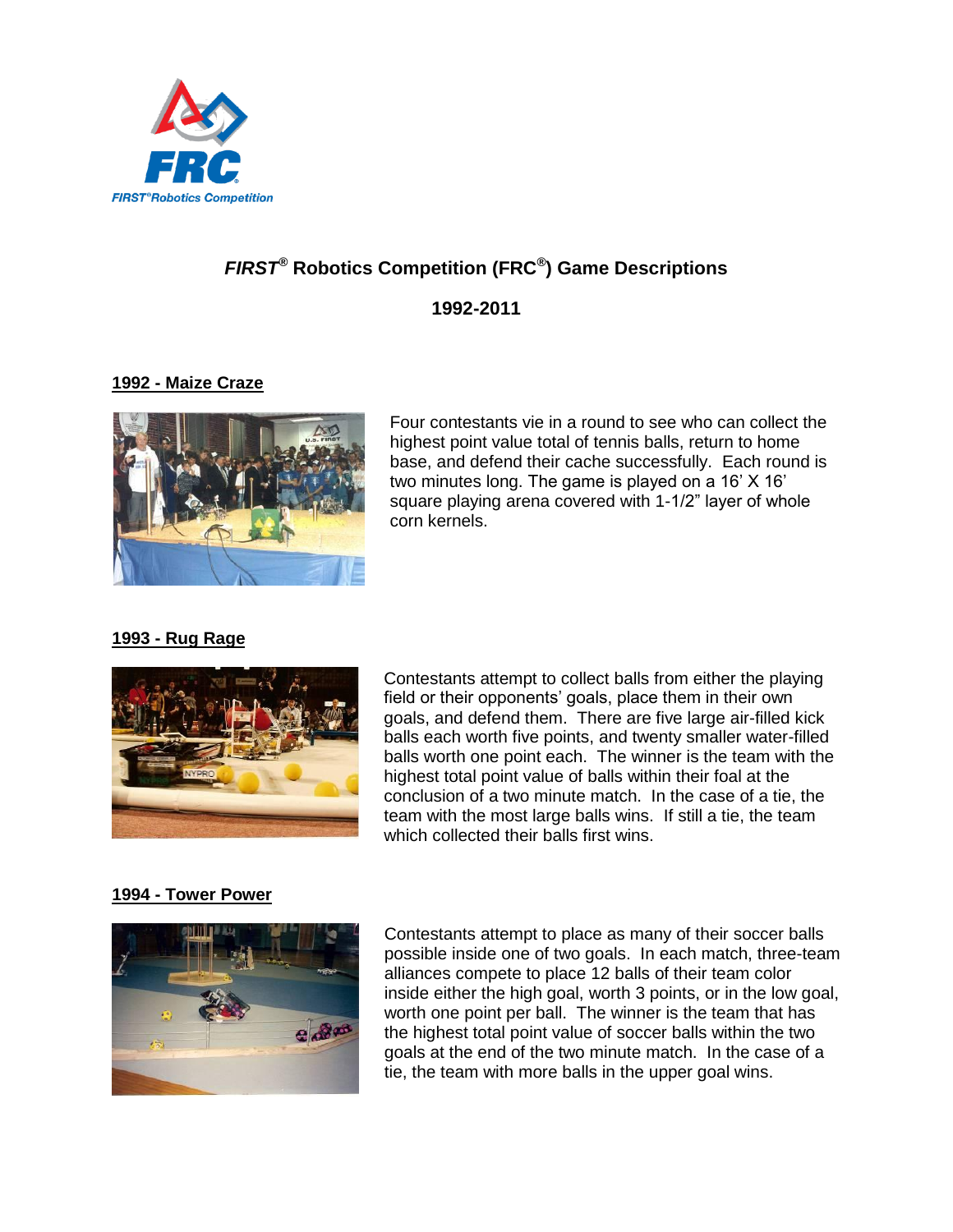# *FIRST*® Robotics Competition (FRC®) Game Descriptions

## 1992-2011

### 1992 - Maize Craze

Four contestants vie in a round to see who can collect the highest point value total of tennis balls, return to home base, and defend their cache successfully. Each round is two minutes long. The game is played on a 16' X 16' square playing arena covered with 1-1/2" layer of whole corn kernels.

### 1993 - Rug Rage

Contestants attempt to collect balls from either the playing field or their opponents' goals, place them in their own goals, and defend them. There are five large air-filled kick balls each worth five points, and twenty smaller water-filled balls worth one point each. The winner is the team with the highest total point value of balls within their foal at the conclusion of a two minute match. In the case of a tie, the team with the most large balls wins. If still a tie, the team which collected their balls first wins.

### 1994 - Tower Power

Contestants attempt to place as many of their soccer balls possible inside one of two goals. In each match, three-team alliances compete to place 12 balls of their team color inside either the high goal, worth 3 points, or in the low goal, worth one point per ball. The winner is the team that has the highest total point value of soccer balls within the two goals at the end of the two minute match. In the case of a tie, the team with more balls in the upper goal wins.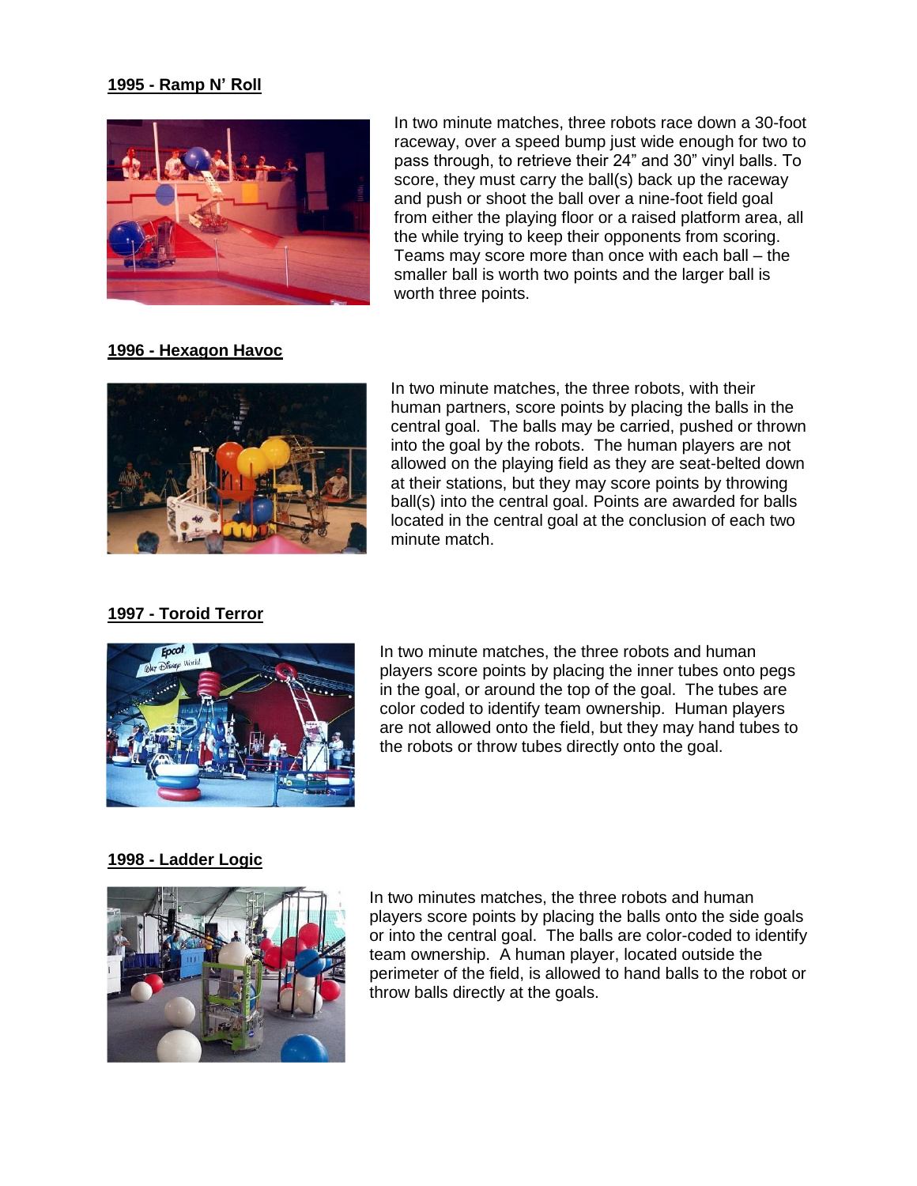**1995 - Ramp N' Roll**

In two minute matches, three robots race down a 30-foot raceway, over a speed bump just wide enough for two to pass through, to retrieve their 24" and 30" vinyl balls. To score, they must carry the ball(s) back up the raceway and push or shoot the ball over a nine-foot field goal from either the playing floor or a raised platform area, all the while trying to keep their opponents from scoring. Teams may score more than once with each ball – the smaller ball is worth two points and the larger ball is worth three points.

**1996 - Hexagon Havoc**

In two minute matches, the three robots, with their human partners, score points by placing the balls in the central goal. The balls may be carried, pushed or thrown into the goal by the robots. The human players are not allowed on the playing field as they are seat-belted down at their stations, but they may score points by throwing ball(s) into the central goal. Points are awarded for balls located in the central goal at the conclusion of each two minute match.

**1997 - Toroid Terror**

In two minute matches, the three robots and human players score points by placing the inner tubes onto pegs in the goal, or around the top of the goal. The tubes are color coded to identify team ownership. Human players are not allowed onto the field, but they may hand tubes to the robots or throw tubes directly onto the goal.

**1998 - Ladder Logic**

In two minutes matches, the three robots and human players score points by placing the balls onto the side goals or into the central goal. The balls are color-coded to identify team ownership. A human player, located outside the perimeter of the field, is allowed to hand balls to the robot or throw balls directly at the goals.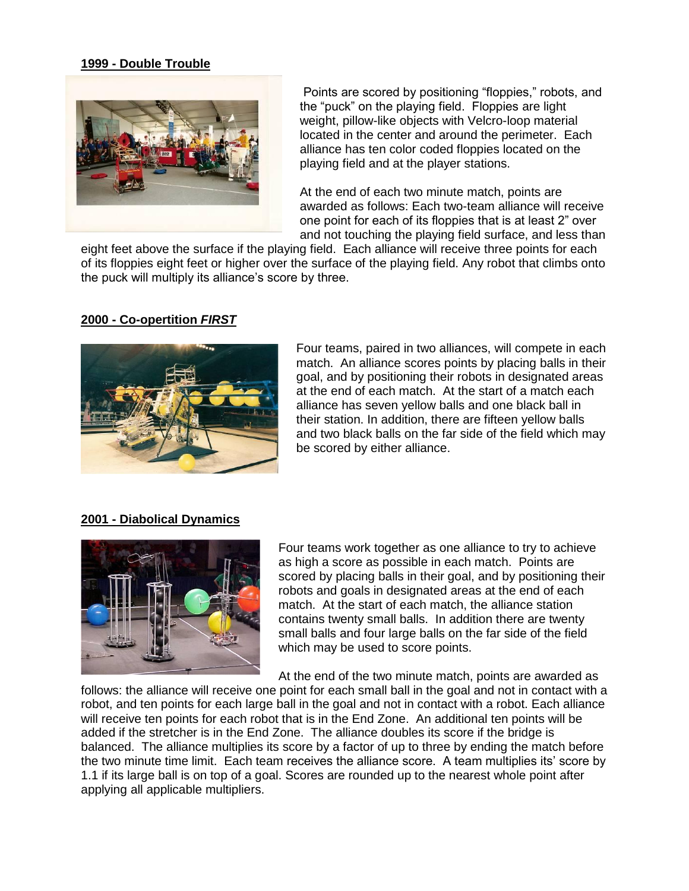## 1999 - Double Trouble

Points are scored by positioning "floppies," robots, and the "puck" on the playing field. Floppies are light weight, pillow-like objects with Velcro-loop material located in the center and around the perimeter. Each alliance has ten color coded floppies located on the playing field and at the player stations.

At the end of each two minute match, points are awarded as follows: Each two-team alliance will receive one point for each of its floppies that is at least 2" over and not touching the playing field surface, and less than eight feet above the surface if the playing field. Each alliance will receive three points for each of its floppies eight feet or higher over the surface of the playing field. Any robot that climbs onto the puck will multiply its alliance's score by three.

## 2000 - Co-opertition *FIRST*

Four teams, paired in two alliances, will compete in each match. An alliance scores points by placing balls in their goal, and by positioning their robots in designated areas at the end of each match. At the start of a match each alliance has seven yellow balls and one black ball in their station. In addition, there are fifteen yellow balls and two black balls on the far side of the field which may be scored by either alliance.

## 2001 - Diabolical Dynamics

Four teams work together as one alliance to try to achieve as high a score as possible in each match. Points are scored by placing balls in their goal, and by positioning their robots and goals in designated areas at the end of each match. At the start of each match, the alliance station contains twenty small balls. In addition there are twenty small balls and four large balls on the far side of the field which may be used to score points.

At the end of the two minute match, points are awarded as follows: the alliance will receive one point for each small ball in the goal and not in contact with a robot, and ten points for each large ball in the goal and not in contact with a robot. Each alliance will receive ten points for each robot that is in the End Zone. An additional ten points will be added if the stretcher is in the End Zone. The alliance doubles its score if the bridge is balanced. The alliance multiplies its score by a factor of up to three by ending the match before the two minute time limit. Each team receives the alliance score. A team multiplies its' score by 1.1 if its large ball is on top of a goal. Scores are rounded up to the nearest whole point after applying all applicable multipliers.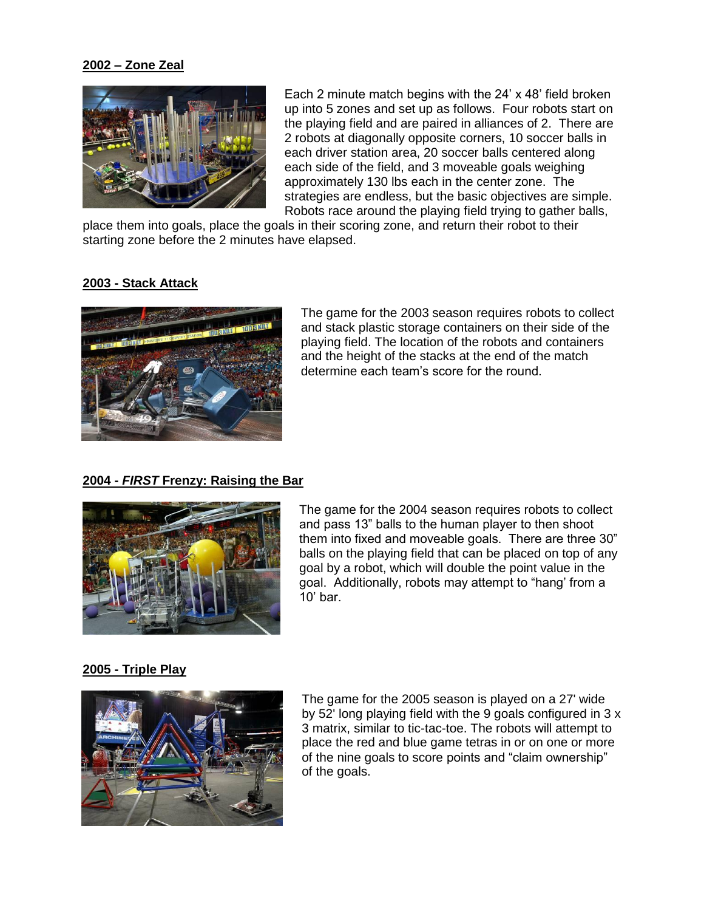## 2002 – Zone Zeal

Each 2 minute match begins with the 24' x 48' field broken up into 5 zones and set up as follows. Four robots start on the playing field and are paired in alliances of 2. There are 2 robots at diagonally opposite corners, 10 soccer balls in each driver station area, 20 soccer balls centered along each side of the field, and 3 moveable goals weighing approximately 130 lbs each in the center zone. The strategies are endless, but the basic objectives are simple. Robots race around the playing field trying to gather balls, place them into goals, place the goals in their scoring zone, and return their robot to their starting zone before the 2 minutes have elapsed.

## 2003 - Stack Attack

The game for the 2003 season requires robots to collect and stack plastic storage containers on their side of the playing field. The location of the robots and containers and the height of the stacks at the end of the match determine each team's score for the round.

## 2004 - *FIRST* Frenzy: Raising the Bar

The game for the 2004 season requires robots to collect and pass 13" balls to the human player to then shoot them into fixed and moveable goals. There are three 30" balls on the playing field that can be placed on top of any goal by a robot, which will double the point value in the goal. Additionally, robots may attempt to "hang' from a 10' bar.

## 2005 - Triple Play

The game for the 2005 season is played on a 27' wide by 52' long playing field with the 9 goals configured in 3 x 3 matrix, similar to tic-tac-toe. The robots will attempt to place the red and blue game tetras in or on one or more of the nine goals to score points and "claim ownership" of the goals.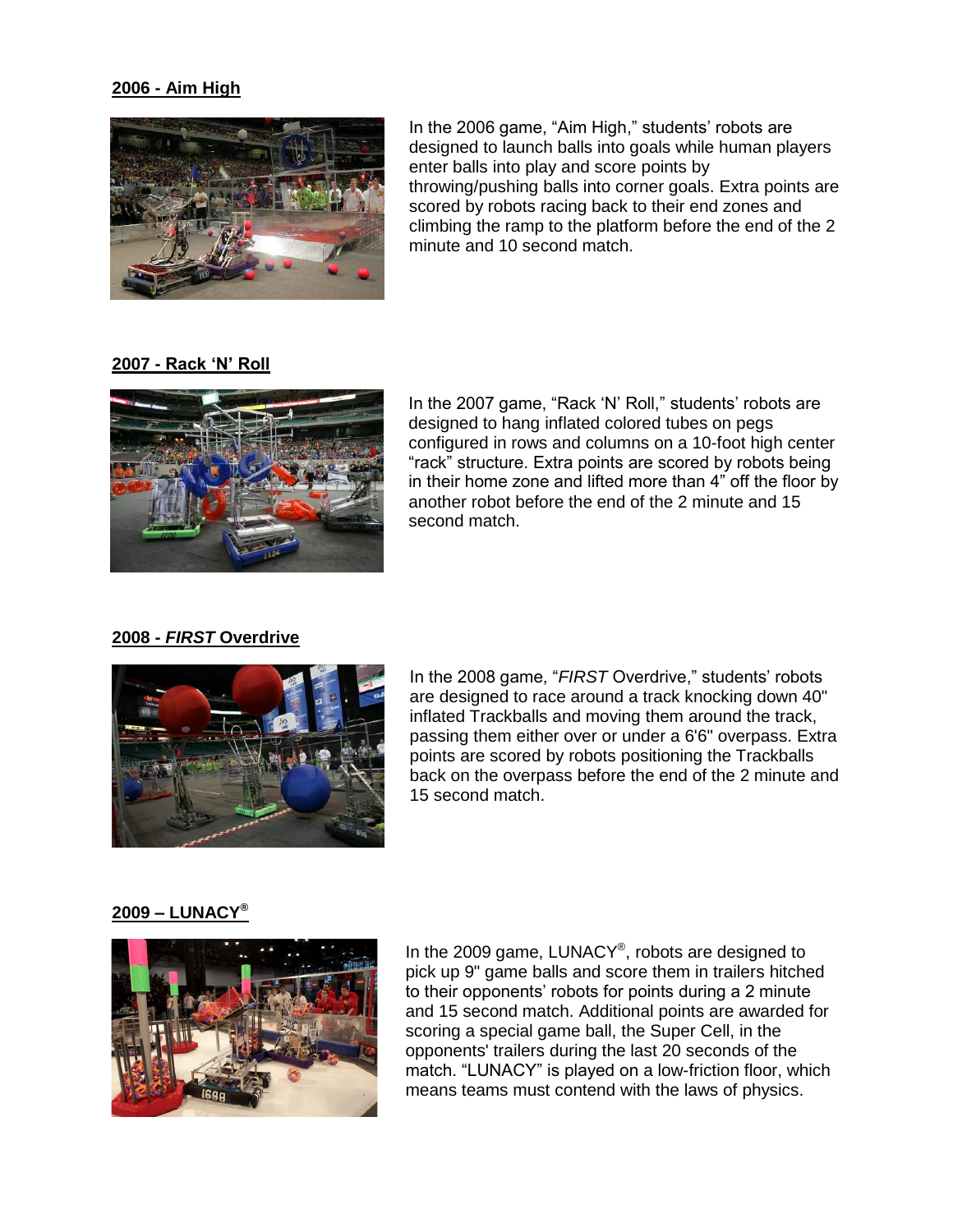## 2006 - Aim High

In the 2006 game, “Aim High,” students’ robots are designed to launch balls into goals while human players enter balls into play and score points by throwing/pushing balls into corner goals. Extra points are scored by robots racing back to their end zones and climbing the ramp to the platform before the end of the 2 minute and 10 second match.

## 2007 - Rack ‘N’ Roll

In the 2007 game, “Rack ‘N’ Roll,” students’ robots are designed to hang inflated colored tubes on pegs configured in rows and columns on a 10-foot high center “rack” structure. Extra points are scored by robots being in their home zone and lifted more than 4” off the floor by another robot before the end of the 2 minute and 15 second match.

## 2008 - *FIRST* Overdrive

In the 2008 game, “*FIRST* Overdrive,” students’ robots are designed to race around a track knocking down 40" inflated Trackballs and moving them around the track, passing them either over or under a 6'6" overpass. Extra points are scored by robots positioning the Trackballs back on the overpass before the end of the 2 minute and 15 second match.

## 2009 – LUNACY®

In the 2009 game, LUNACY®, robots are designed to pick up 9" game balls and score them in trailers hitched to their opponents’ robots for points during a 2 minute and 15 second match. Additional points are awarded for scoring a special game ball, the Super Cell, in the opponents' trailers during the last 20 seconds of the match. “LUNACY” is played on a low-friction floor, which means teams must contend with the laws of physics.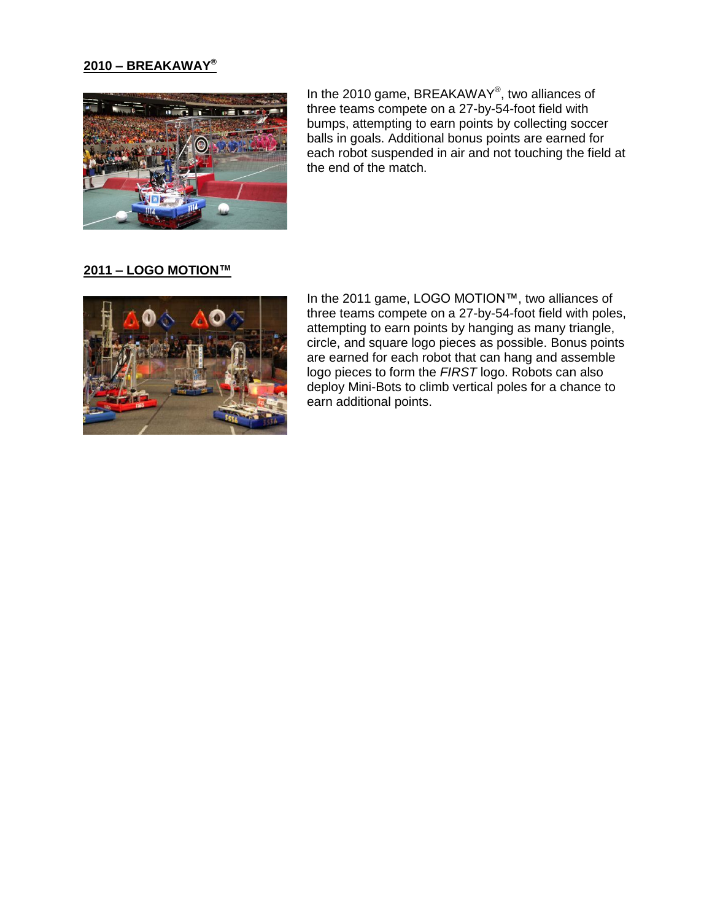## 2010 – BREAKAWAY®

In the 2010 game, BREAKAWAY®, two alliances of three teams compete on a 27-by-54-foot field with bumps, attempting to earn points by collecting soccer balls in goals. Additional bonus points are earned for each robot suspended in air and not touching the field at the end of the match.

## 2011 – LOGO MOTION™

In the 2011 game, LOGO MOTION™, two alliances of three teams compete on a 27-by-54-foot field with poles, attempting to earn points by hanging as many triangle, circle, and square logo pieces as possible. Bonus points are earned for each robot that can hang and assemble logo pieces to form the *FIRST* logo. Robots can also deploy Mini-Bots to climb vertical poles for a chance to earn additional points.